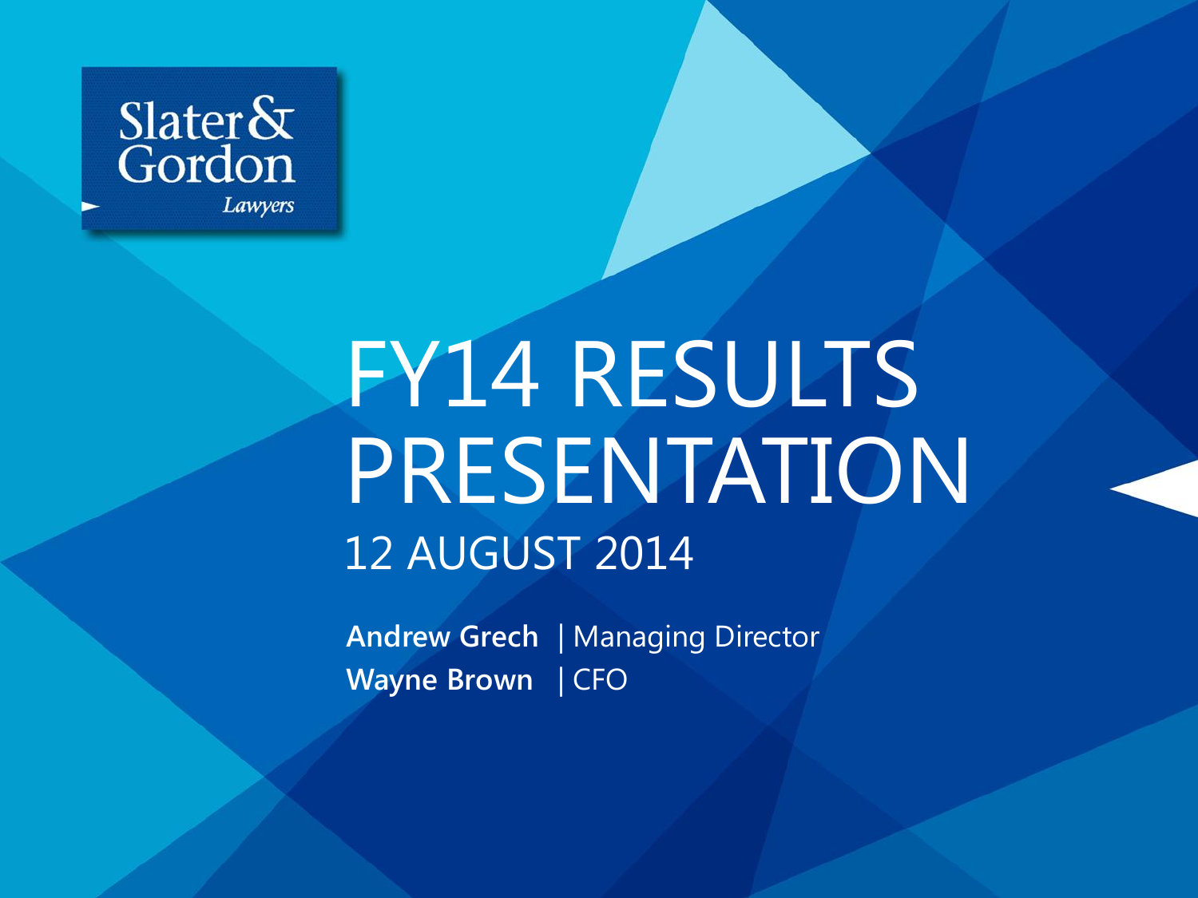Slater & Gordon
*Lawyers*

# FY14 RESULTS PRESENTATION

## 12 AUGUST 2014

**Andrew Grech** | Managing Director

**Wayne Brown** | CFO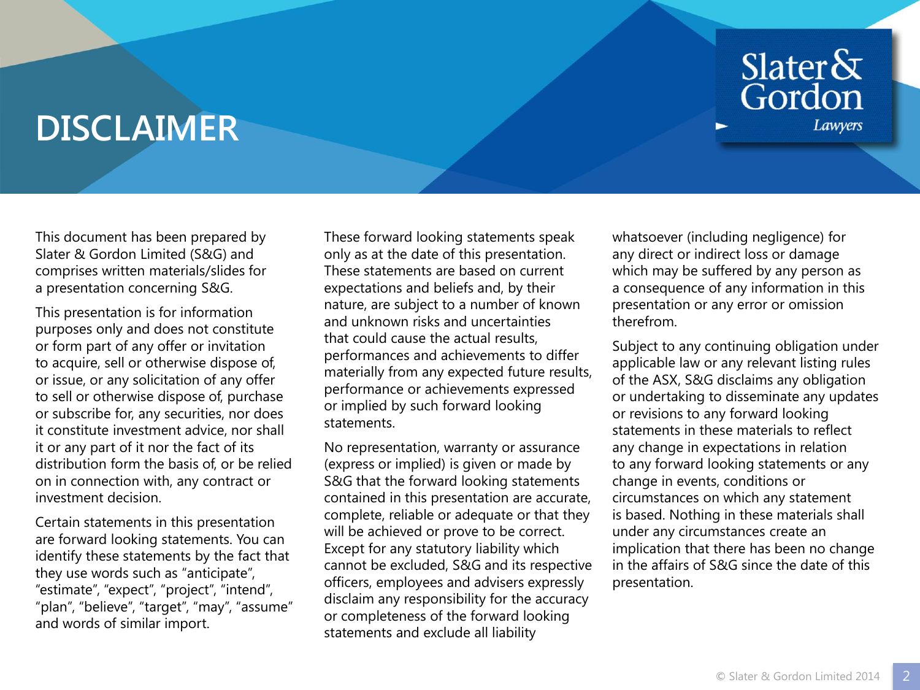# DISCLAIMER

This document has been prepared by Slater & Gordon Limited (S&G) and comprises written materials/slides for a presentation concerning S&G.

This presentation is for information purposes only and does not constitute or form part of any offer or invitation to acquire, sell or otherwise dispose of, or issue, or any solicitation of any offer to sell or otherwise dispose of, purchase or subscribe for, any securities, nor does it constitute investment advice, nor shall it or any part of it nor the fact of its distribution form the basis of, or be relied on in connection with, any contract or investment decision.

Certain statements in this presentation are forward looking statements. You can identify these statements by the fact that they use words such as "anticipate", "estimate", "expect", "project", "intend", "plan", "believe", "target", "may", "assume" and words of similar import.

These forward looking statements speak only as at the date of this presentation. These statements are based on current expectations and beliefs and, by their nature, are subject to a number of known and unknown risks and uncertainties that could cause the actual results, performances and achievements to differ materially from any expected future results, performance or achievements expressed or implied by such forward looking statements.

No representation, warranty or assurance (express or implied) is given or made by S&G that the forward looking statements contained in this presentation are accurate, complete, reliable or adequate or that they will be achieved or prove to be correct. Except for any statutory liability which cannot be excluded, S&G and its respective officers, employees and advisers expressly disclaim any responsibility for the accuracy or completeness of the forward looking statements and exclude all liability whatsoever (including negligence) for any direct or indirect loss or damage which may be suffered by any person as a consequence of any information in this presentation or any error or omission therefrom.

Subject to any continuing obligation under applicable law or any relevant listing rules of the ASX, S&G disclaims any obligation or undertaking to disseminate any updates or revisions to any forward looking statements in these materials to reflect any change in expectations in relation to any forward looking statements or any change in events, conditions or circumstances on which any statement is based. Nothing in these materials shall under any circumstances create an implication that there has been no change in the affairs of S&G since the date of this presentation.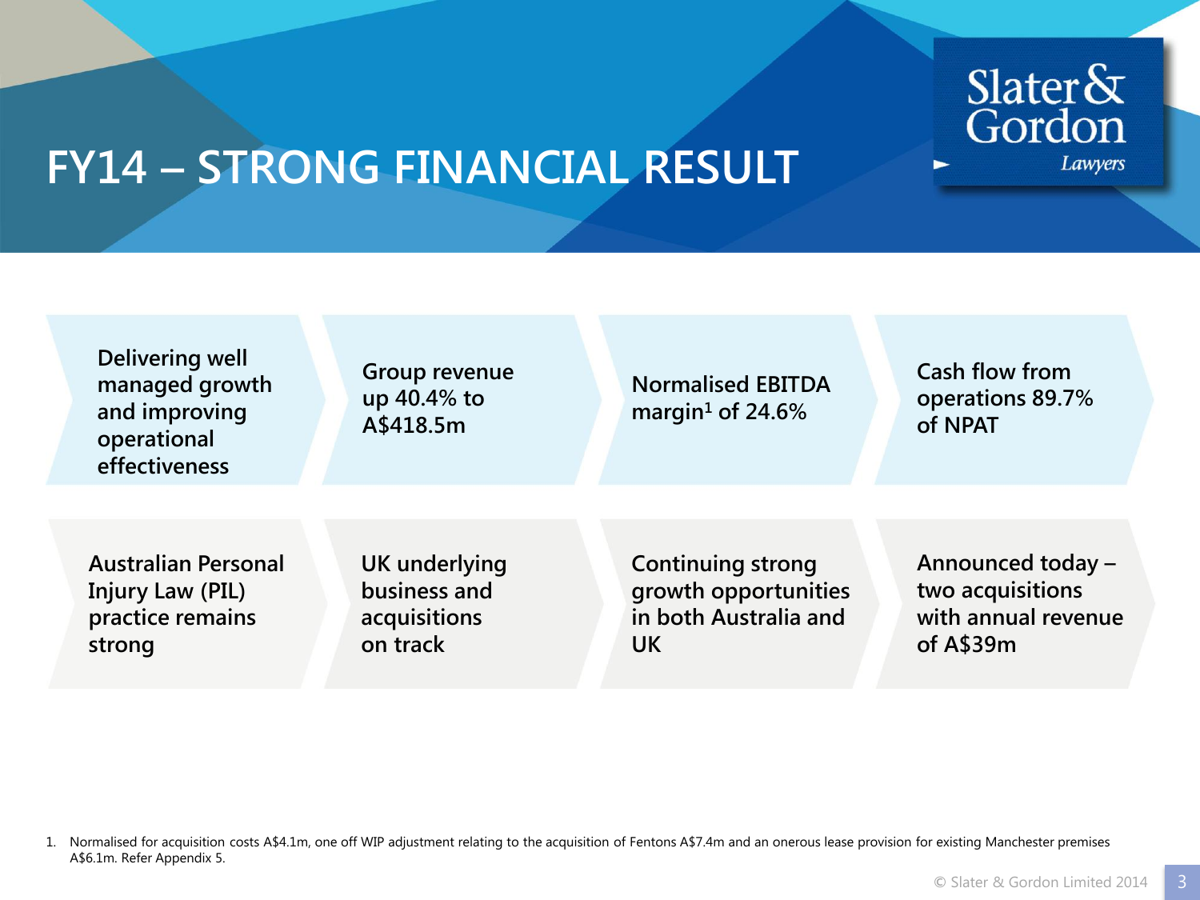# FY14 – STRONG FINANCIAL RESULT

- Delivering well managed growth and improving operational effectiveness
- Group revenue up 40.4% to A$418.5m
- Normalised EBITDA margin[1] of 24.6%
- Cash flow from operations 89.7% of NPAT
- Australian Personal Injury Law (PIL) practice remains strong
- UK underlying business and acquisitions on track
- Continuing strong growth opportunities in both Australia and UK
- Announced today – two acquisitions with annual revenue of A$39m

1. Normalised for acquisition costs A$4.1m, one off WIP adjustment relating to the acquisition of Fentons A$7.4m and an onerous lease provision for existing Manchester premises A$6.1m. Refer Appendix 5.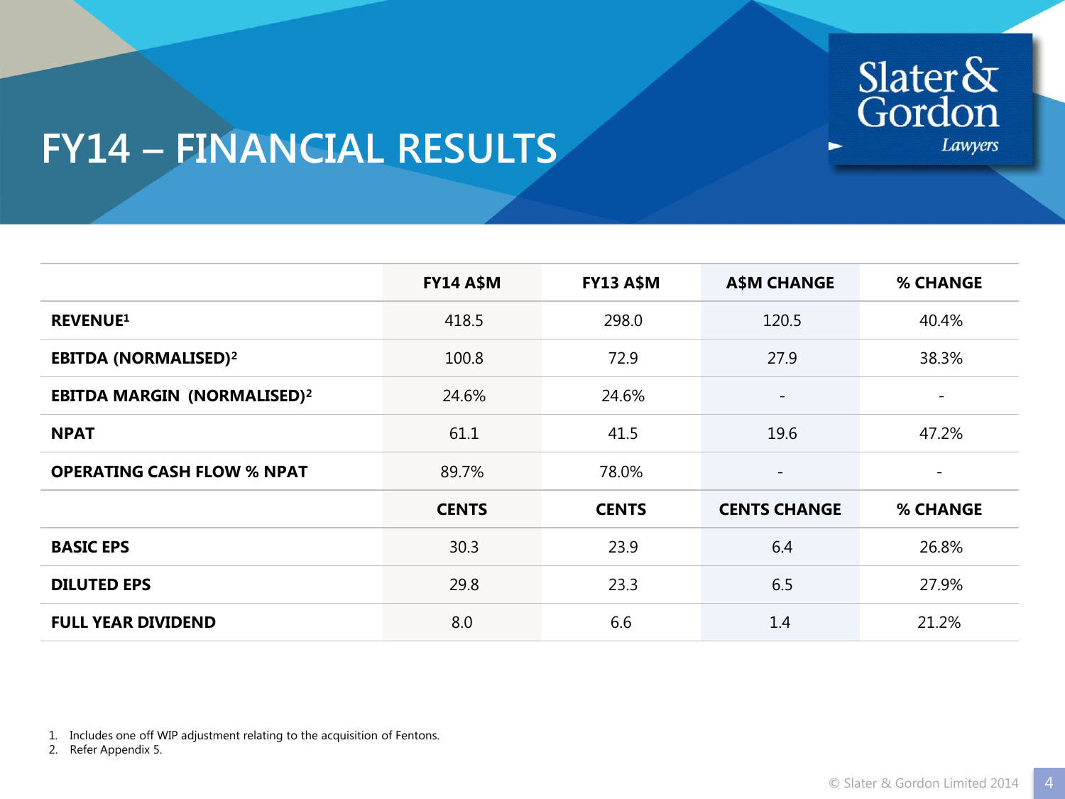# FY14 – FINANCIAL RESULTS

| | FY14 A$M | FY13 A$M | A$M CHANGE | % CHANGE |
|---|---|---|---|---|
| **REVENUE**[1] | 418.5 | 298.0 | 120.5 | 40.4% |
| **EBITDA (NORMALISED)**[2] | 100.8 | 72.9 | 27.9 | 38.3% |
| **EBITDA MARGIN (NORMALISED)**[2] | 24.6% | 24.6% | - | - |
| **NPAT** | 61.1 | 41.5 | 19.6 | 47.2% |
| **OPERATING CASH FLOW % NPAT** | 89.7% | 78.0% | - | - |
| | **CENTS** | **CENTS** | **CENTS CHANGE** | **% CHANGE** |
| **BASIC EPS** | 30.3 | 23.9 | 6.4 | 26.8% |
| **DILUTED EPS** | 29.8 | 23.3 | 6.5 | 27.9% |
| **FULL YEAR DIVIDEND** | 8.0 | 6.6 | 1.4 | 21.2% |

1. Includes one off WIP adjustment relating to the acquisition of Fentons.
2. Refer Appendix 5.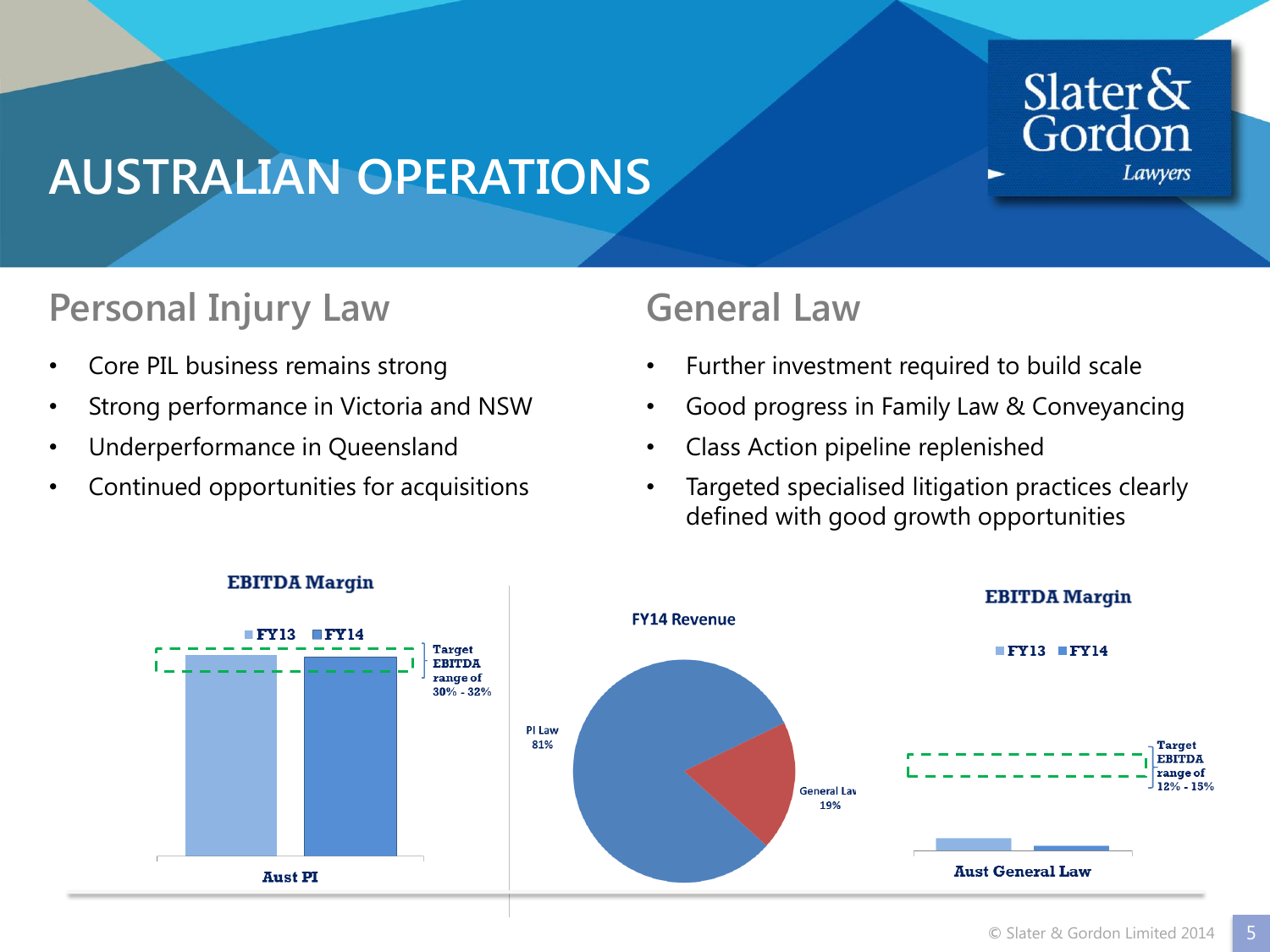# AUSTRALIAN OPERATIONS

## Personal Injury Law

- Core PIL business remains strong
- Strong performance in Victoria and NSW
- Underperformance in Queensland
- Continued opportunities for acquisitions

## General Law

- Further investment required to build scale
- Good progress in Family Law & Conveyancing
- Class Action pipeline replenished
- Targeted specialised litigation practices clearly defined with good growth opportunities

**EBITDA Margin**

FY13 FY14

Target EBITDA range of 30% - 32%

Aust PI

**FY14 Revenue**

PI Law 81%

General Law 19%

**EBITDA Margin**

FY13 FY14

Target EBITDA range of 12% - 15%

Aust General Law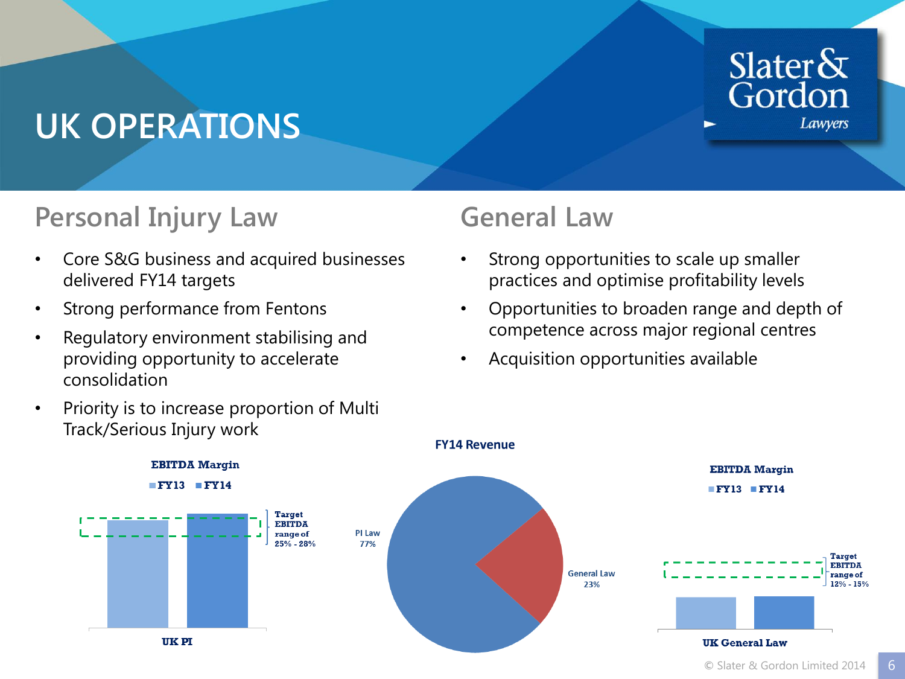# UK OPERATIONS

## Personal Injury Law

- Core S&G business and acquired businesses delivered FY14 targets
- Strong performance from Fentons
- Regulatory environment stabilising and providing opportunity to accelerate consolidation
- Priority is to increase proportion of Multi Track/Serious Injury work

**EBITDA Margin**

FY13 FY14

Target EBITDA range of 25% - 28%

UK PI

## General Law

- Strong opportunities to scale up smaller practices and optimise profitability levels
- Opportunities to broaden range and depth of competence across major regional centres
- Acquisition opportunities available

**FY14 Revenue**

PI Law 77%

General Law 23%

**EBITDA Margin**

FY13 FY14

Target EBITDA range of 12% - 15%

UK General Law

© Slater & Gordon Limited 2014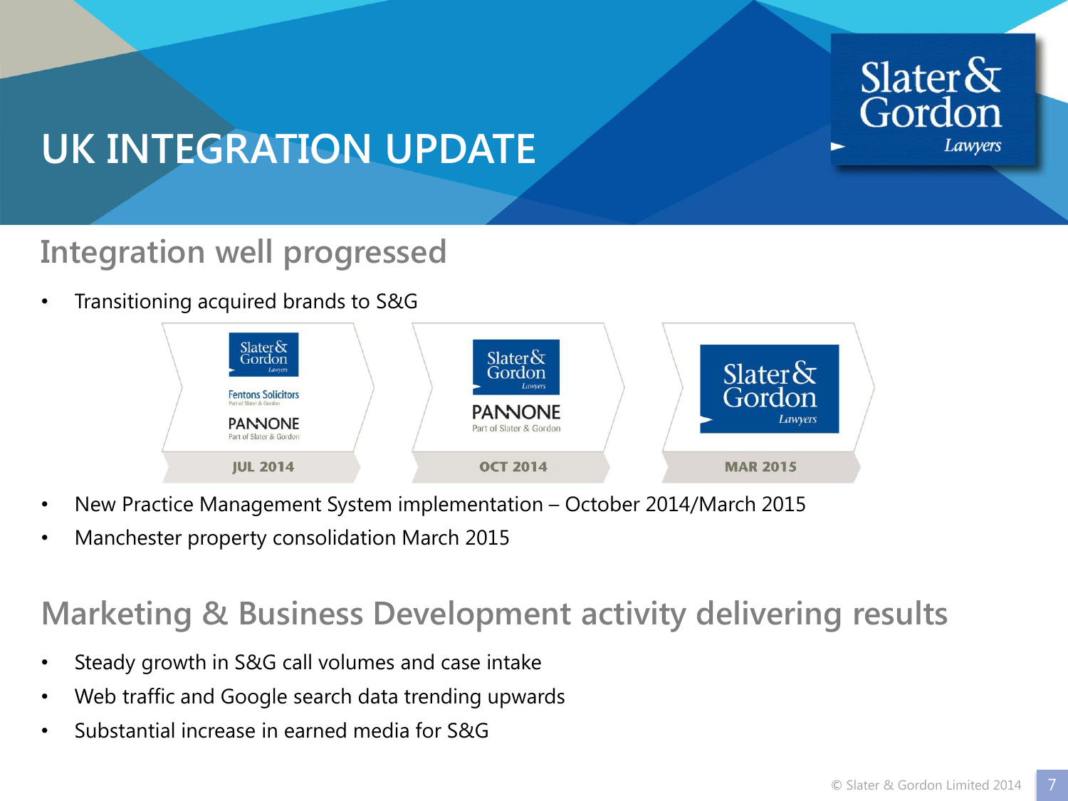# UK INTEGRATION UPDATE

## Integration well progressed

- Transitioning acquired brands to S&G

| JUL 2014 | OCT 2014 | MAR 2015 |
|---|---|---|
| Slater & Gordon Lawyers; Fentons Solicitors Part of Slater & Gordon; PANNONE Part of Slater & Gordon | Slater & Gordon Lawyers; PANNONE Part of Slater & Gordon | Slater & Gordon Lawyers |

- New Practice Management System implementation – October 2014/March 2015
- Manchester property consolidation March 2015

## Marketing & Business Development activity delivering results

- Steady growth in S&G call volumes and case intake
- Web traffic and Google search data trending upwards
- Substantial increase in earned media for S&G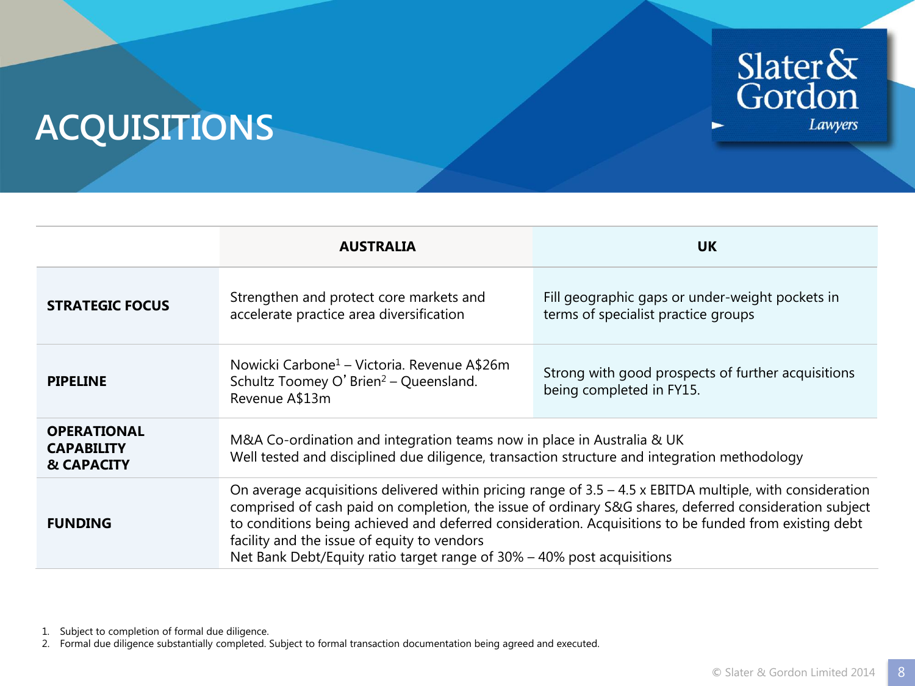# ACQUISITIONS

| | AUSTRALIA | UK |
|---|---|---|
| **STRATEGIC FOCUS** | Strengthen and protect core markets and accelerate practice area diversification | Fill geographic gaps or under-weight pockets in terms of specialist practice groups |
| **PIPELINE** | Nowicki Carbone[1] – Victoria. Revenue A$26m<br>Schultz Toomey O'Brien[2] – Queensland. Revenue A$13m | Strong with good prospects of further acquisitions being completed in FY15. |
| **OPERATIONAL CAPABILITY & CAPACITY** | M&A Co-ordination and integration teams now in place in Australia & UK<br>Well tested and disciplined due diligence, transaction structure and integration methodology | |
| **FUNDING** | On average acquisitions delivered within pricing range of 3.5 – 4.5 x EBITDA multiple, with consideration comprised of cash paid on completion, the issue of ordinary S&G shares, deferred consideration subject to conditions being achieved and deferred consideration. Acquisitions to be funded from existing debt facility and the issue of equity to vendors<br>Net Bank Debt/Equity ratio target range of 30% – 40% post acquisitions | |

1. Subject to completion of formal due diligence.
2. Formal due diligence substantially completed. Subject to formal transaction documentation being agreed and executed.

© Slater & Gordon Limited 2014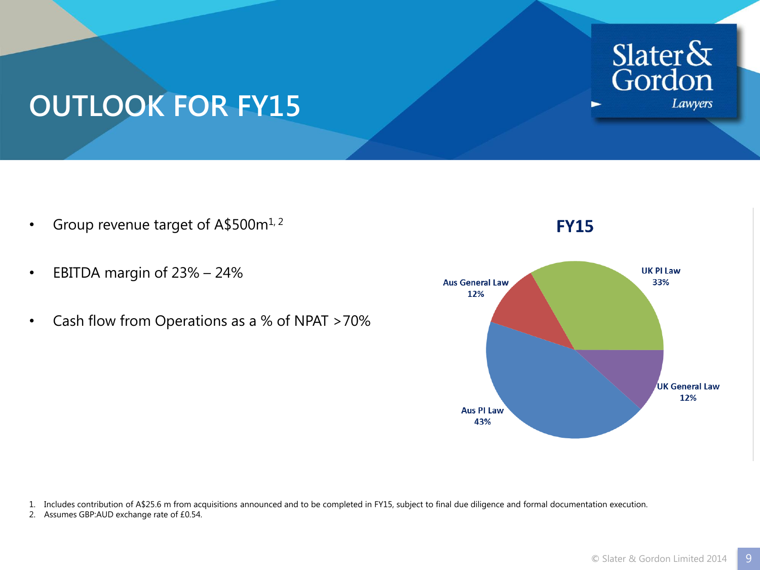# OUTLOOK FOR FY15

- Group revenue target of A$500m[1, 2]
- EBITDA margin of 23% – 24%
- Cash flow from Operations as a % of NPAT >70%

**FY15**

| Segment | Share |
|---|---|
| Aus PI Law | 43% |
| UK PI Law | 33% |
| Aus General Law | 12% |
| UK General Law | 12% |

1. Includes contribution of A$25.6 m from acquisitions announced and to be completed in FY15, subject to final due diligence and formal documentation execution.
2. Assumes GBP:AUD exchange rate of £0.54.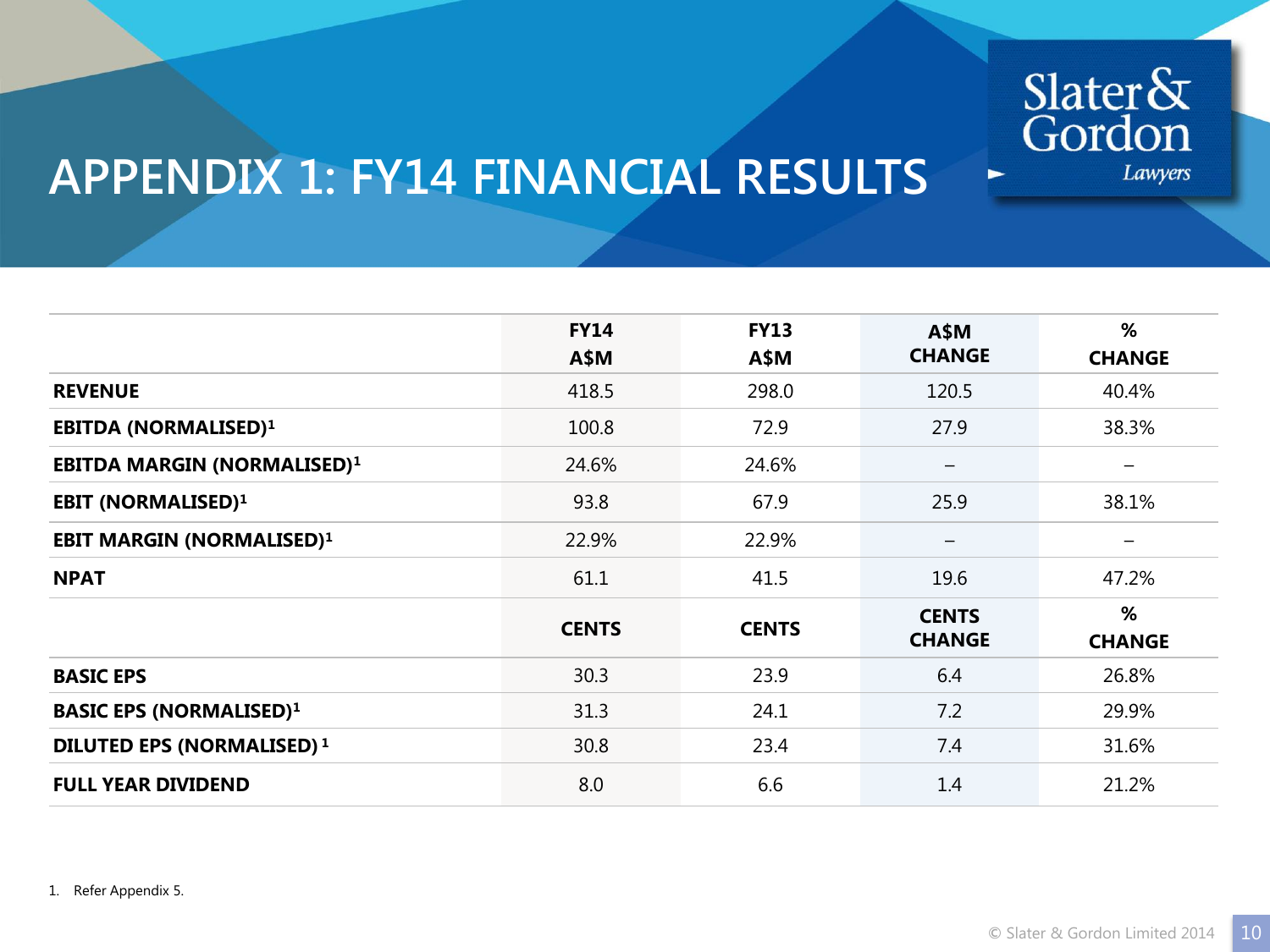# APPENDIX 1: FY14 FINANCIAL RESULTS

| | FY14 A$M | FY13 A$M | A$M CHANGE | % CHANGE |
|---|---|---|---|---|
| **REVENUE** | 418.5 | 298.0 | 120.5 | 40.4% |
| **EBITDA (NORMALISED)[1]** | 100.8 | 72.9 | 27.9 | 38.3% |
| **EBITDA MARGIN (NORMALISED)[1]** | 24.6% | 24.6% | – | – |
| **EBIT (NORMALISED)[1]** | 93.8 | 67.9 | 25.9 | 38.1% |
| **EBIT MARGIN (NORMALISED)[1]** | 22.9% | 22.9% | – | – |
| **NPAT** | 61.1 | 41.5 | 19.6 | 47.2% |
| | **CENTS** | **CENTS** | **CENTS CHANGE** | **% CHANGE** |
| **BASIC EPS** | 30.3 | 23.9 | 6.4 | 26.8% |
| **BASIC EPS (NORMALISED)[1]** | 31.3 | 24.1 | 7.2 | 29.9% |
| **DILUTED EPS (NORMALISED)[1]** | 30.8 | 23.4 | 7.4 | 31.6% |
| **FULL YEAR DIVIDEND** | 8.0 | 6.6 | 1.4 | 21.2% |

1. Refer Appendix 5.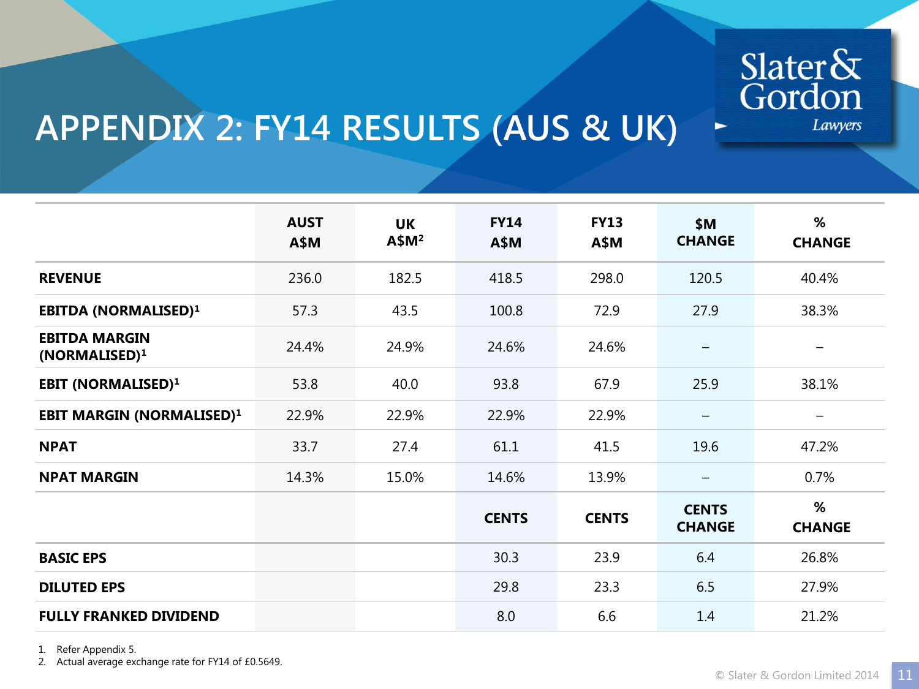# APPENDIX 2: FY14 RESULTS (AUS & UK)

| | AUST A$M | UK A$M[2] | FY14 A$M | FY13 A$M | $M CHANGE | % CHANGE |
|---|---|---|---|---|---|---|
| REVENUE | 236.0 | 182.5 | 418.5 | 298.0 | 120.5 | 40.4% |
| EBITDA (NORMALISED)[1] | 57.3 | 43.5 | 100.8 | 72.9 | 27.9 | 38.3% |
| EBITDA MARGIN (NORMALISED)[1] | 24.4% | 24.9% | 24.6% | 24.6% | – | – |
| EBIT (NORMALISED)[1] | 53.8 | 40.0 | 93.8 | 67.9 | 25.9 | 38.1% |
| EBIT MARGIN (NORMALISED)[1] | 22.9% | 22.9% | 22.9% | 22.9% | – | – |
| NPAT | 33.7 | 27.4 | 61.1 | 41.5 | 19.6 | 47.2% |
| NPAT MARGIN | 14.3% | 15.0% | 14.6% | 13.9% | – | 0.7% |
| | | | CENTS | CENTS | CENTS CHANGE | % CHANGE |
| BASIC EPS | | | 30.3 | 23.9 | 6.4 | 26.8% |
| DILUTED EPS | | | 29.8 | 23.3 | 6.5 | 27.9% |
| FULLY FRANKED DIVIDEND | | | 8.0 | 6.6 | 1.4 | 21.2% |

1. Refer Appendix 5.
2. Actual average exchange rate for FY14 of £0.5649.

© Slater & Gordon Limited 2014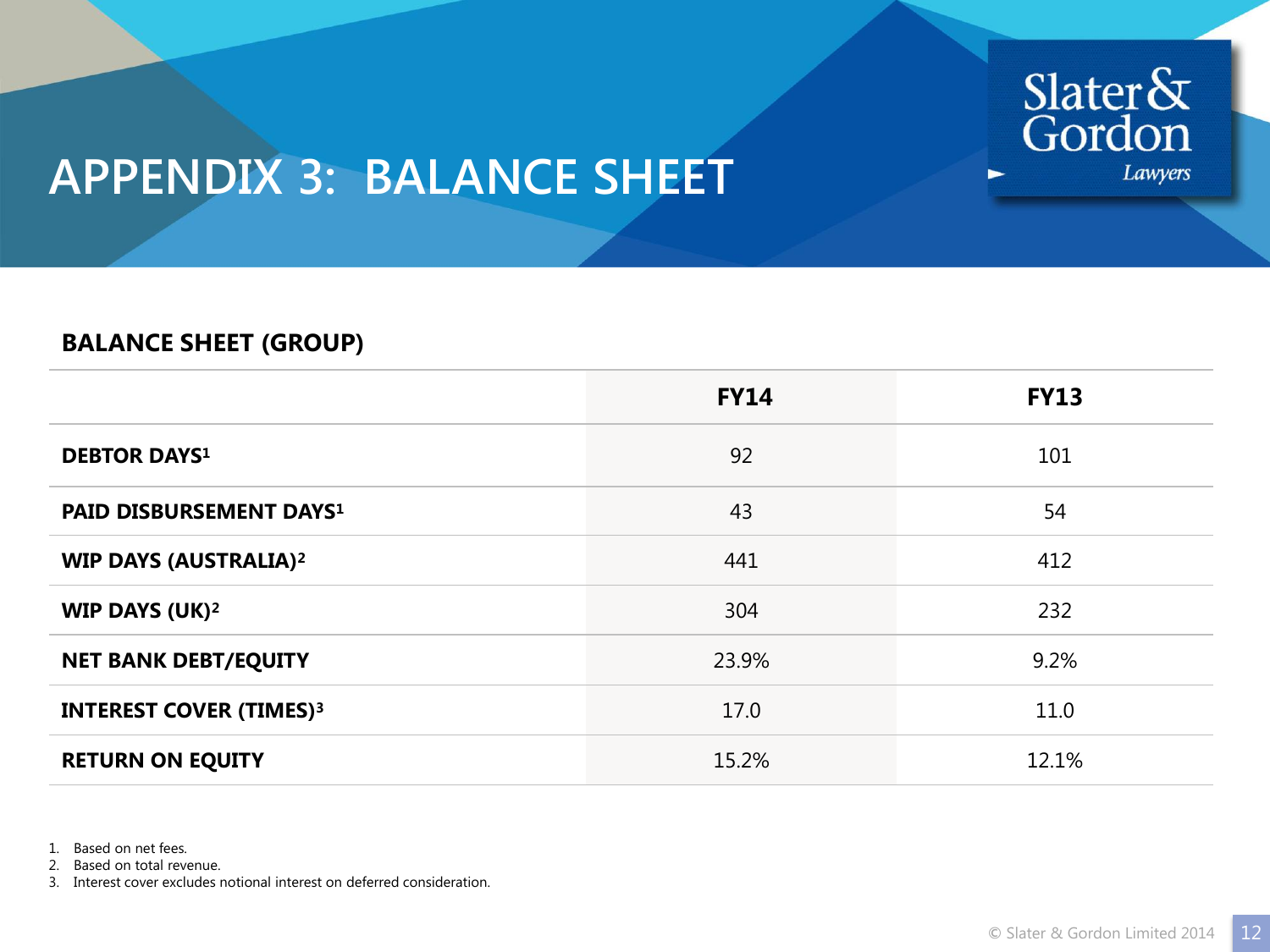# APPENDIX 3: BALANCE SHEET

### BALANCE SHEET (GROUP)

| | FY14 | FY13 |
|---|---|---|
| **DEBTOR DAYS[1]** | 92 | 101 |
| **PAID DISBURSEMENT DAYS[1]** | 43 | 54 |
| **WIP DAYS (AUSTRALIA)[2]** | 441 | 412 |
| **WIP DAYS (UK)[2]** | 304 | 232 |
| **NET BANK DEBT/EQUITY** | 23.9% | 9.2% |
| **INTEREST COVER (TIMES)[3]** | 17.0 | 11.0 |
| **RETURN ON EQUITY** | 15.2% | 12.1% |

1. Based on net fees.
2. Based on total revenue.
3. Interest cover excludes notional interest on deferred consideration.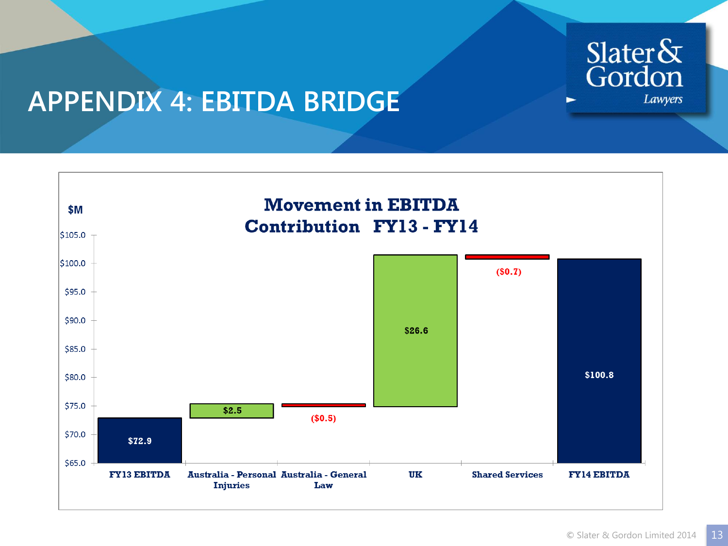# APPENDIX 4: EBITDA BRIDGE

**Movement in EBITDA Contribution FY13 - FY14**

$M

| Item | Value |
|---|---|
| FY13 EBITDA | $72.9 |
| Australia - Personal Injuries | $2.5 |
| Australia - General Law | ($0.5) |
| UK | $26.6 |
| Shared Services | ($0.7) |
| FY14 EBITDA | $100.8 |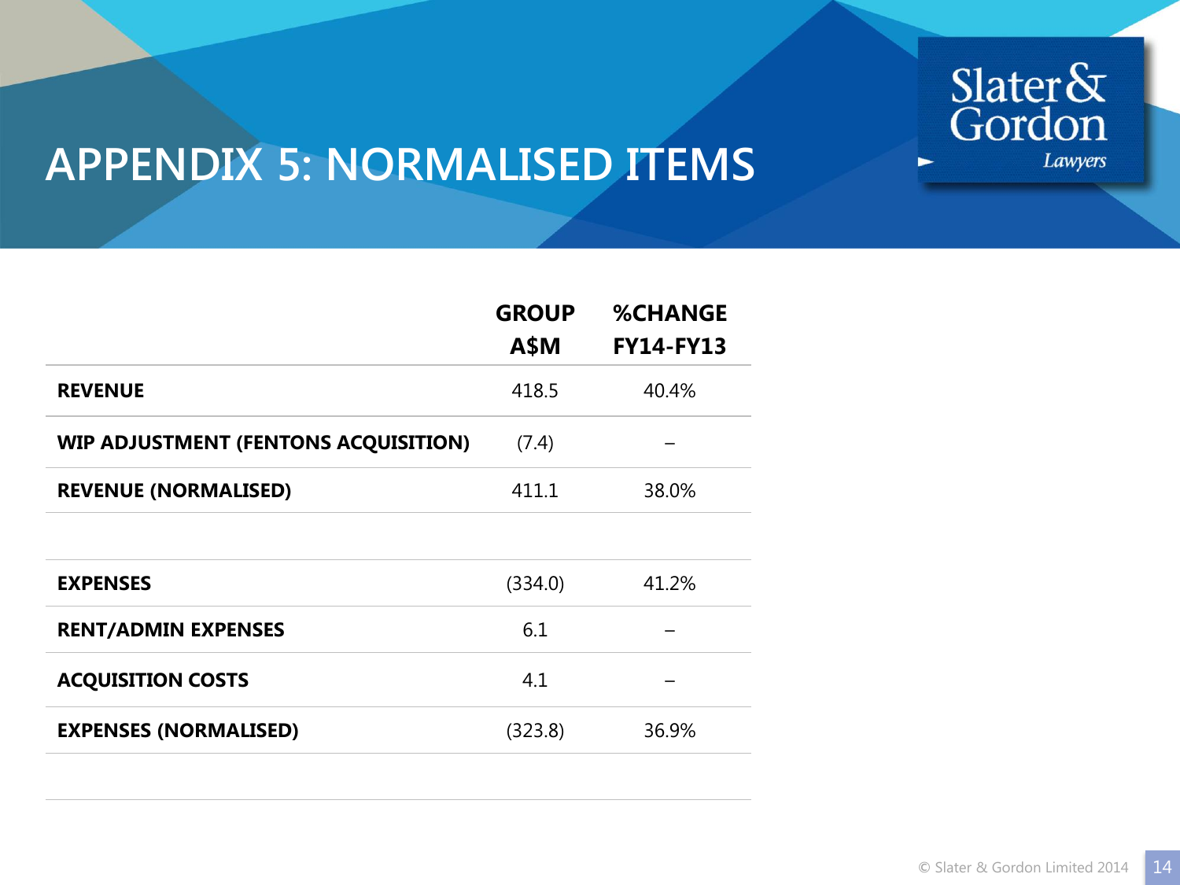# APPENDIX 5: NORMALISED ITEMS

| | GROUP A$M | %CHANGE FY14-FY13 |
|---|---|---|
| **REVENUE** | 418.5 | 40.4% |
| **WIP ADJUSTMENT (FENTONS ACQUISITION)** | (7.4) | – |
| **REVENUE (NORMALISED)** | 411.1 | 38.0% |
| | | |
| **EXPENSES** | (334.0) | 41.2% |
| **RENT/ADMIN EXPENSES** | 6.1 | – |
| **ACQUISITION COSTS** | 4.1 | – |
| **EXPENSES (NORMALISED)** | (323.8) | 36.9% |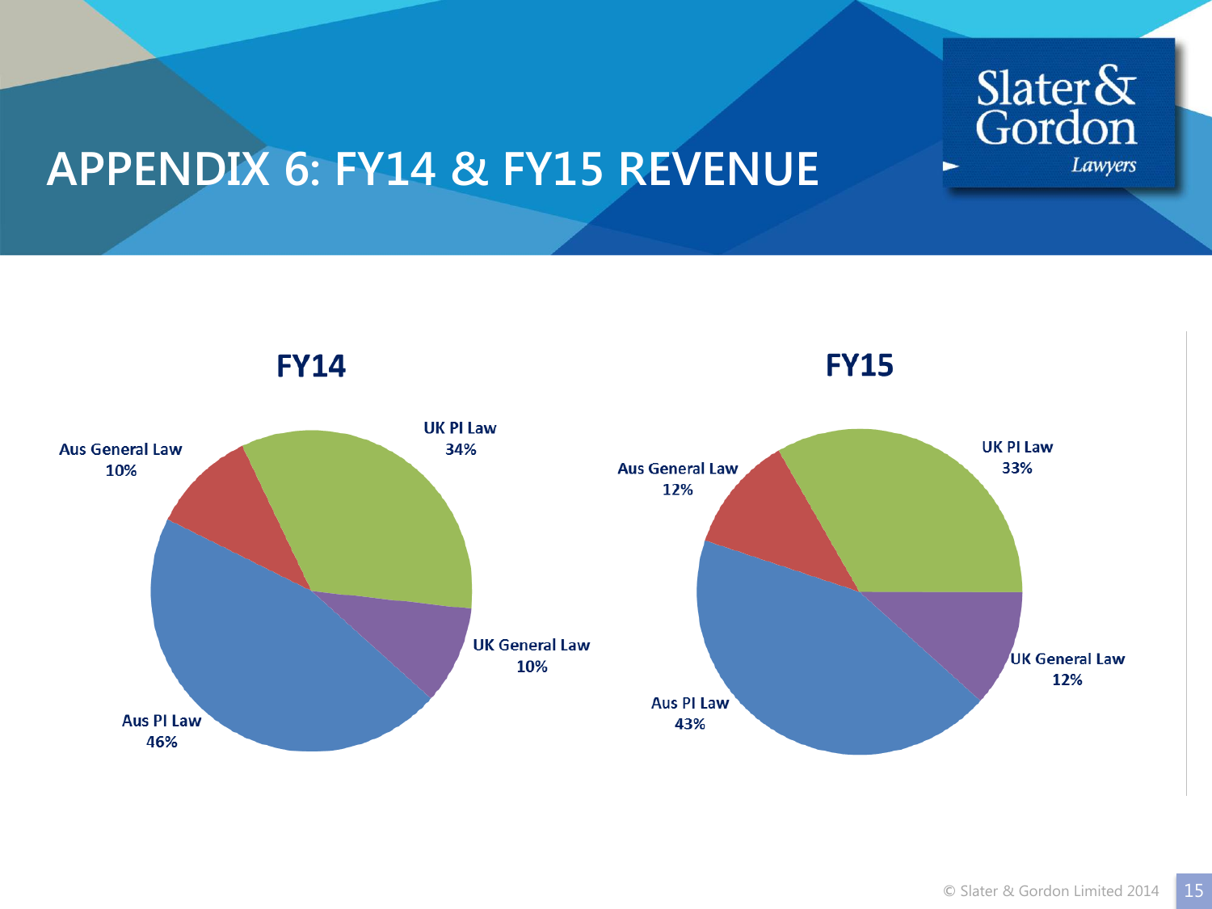# APPENDIX 6: FY14 & FY15 REVENUE

## FY14

UK PI Law
34%

Aus General Law
10%

UK General Law
10%

Aus PI Law
46%

## FY15

UK PI Law
33%

Aus General Law
12%

UK General Law
12%

Aus PI Law
43%

© Slater & Gordon Limited 2014